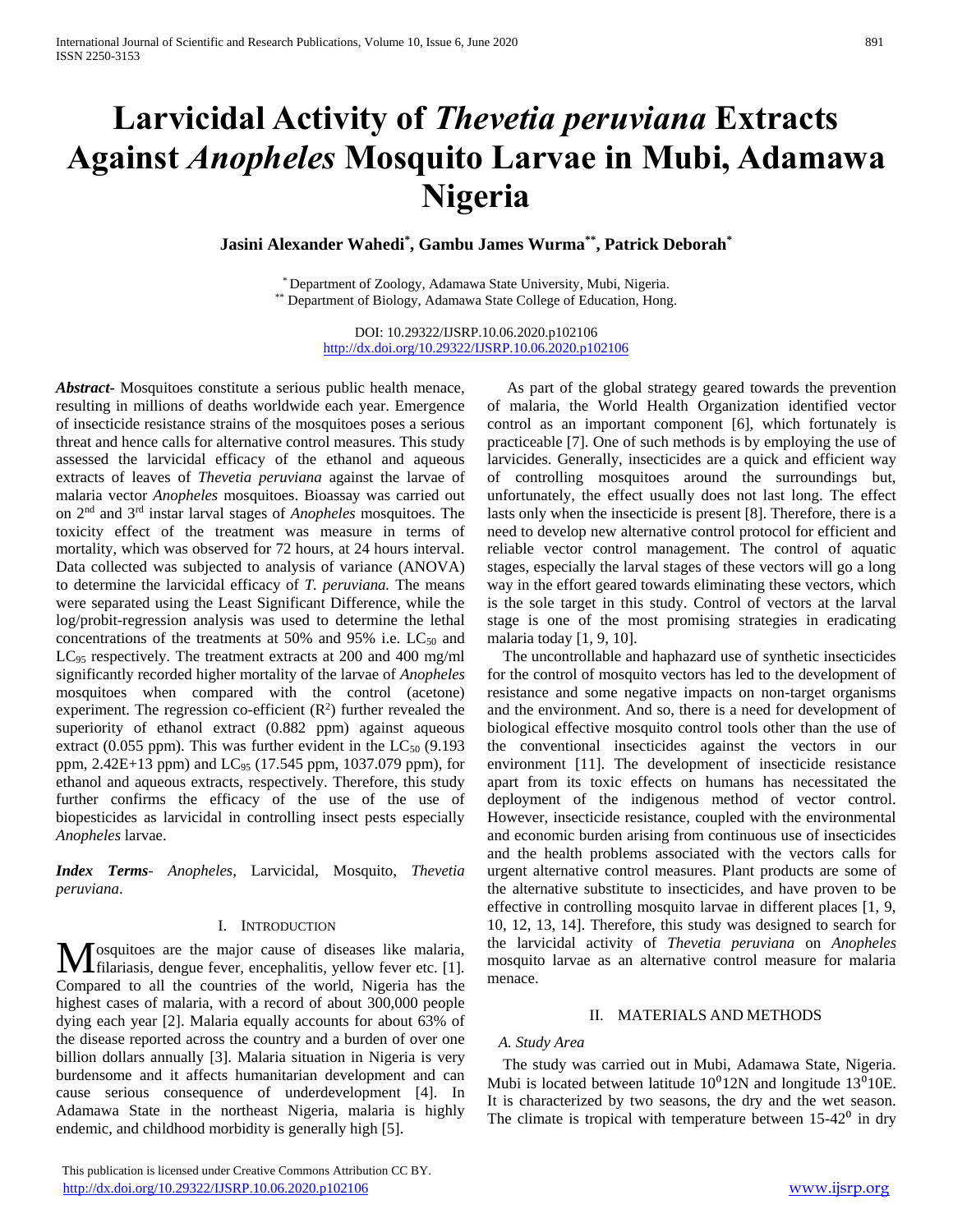# Larvicidal Activity of *Thevetia peruviana* Extracts Against *Anopheles* Mosquito Larvae in Mubi, Adamawa Nigeria

**Jasini Alexander Wahedi[*], Gambu James Wurma[**], Patrick Deborah[*]**

[*] Department of Zoology, Adamawa State University, Mubi, Nigeria.
[**] Department of Biology, Adamawa State College of Education, Hong.

DOI: 10.29322/IJSRP.10.06.2020.p102106
http://dx.doi.org/10.29322/IJSRP.10.06.2020.p102106

***Abstract*-** Mosquitoes constitute a serious public health menace, resulting in millions of deaths worldwide each year. Emergence of insecticide resistance strains of the mosquitoes poses a serious threat and hence calls for alternative control measures. This study assessed the larvicidal efficacy of the ethanol and aqueous extracts of leaves of *Thevetia peruviana* against the larvae of malaria vector *Anopheles* mosquitoes. Bioassay was carried out on 2nd and 3rd instar larval stages of *Anopheles* mosquitoes. The toxicity effect of the treatment was measure in terms of mortality, which was observed for 72 hours, at 24 hours interval. Data collected was subjected to analysis of variance (ANOVA) to determine the larvicidal efficacy of *T. peruviana.* The means were separated using the Least Significant Difference, while the log/probit-regression analysis was used to determine the lethal concentrations of the treatments at 50% and 95% i.e. $LC_{50}$ and $LC_{95}$ respectively. The treatment extracts at 200 and 400 mg/ml significantly recorded higher mortality of the larvae of *Anopheles* mosquitoes when compared with the control (acetone) experiment. The regression co-efficient ($R^2$) further revealed the superiority of ethanol extract (0.882 ppm) against aqueous extract (0.055 ppm). This was further evident in the $LC_{50}$ (9.193 ppm, 2.42E+13 ppm) and $LC_{95}$ (17.545 ppm, 1037.079 ppm), for ethanol and aqueous extracts, respectively. Therefore, this study further confirms the efficacy of the use of the use of biopesticides as larvicidal in controlling insect pests especially *Anopheles* larvae.

***Index Terms*-** *Anopheles*, Larvicidal, Mosquito, *Thevetia peruviana*.

## I. Introduction

Mosquitoes are the major cause of diseases like malaria, filariasis, dengue fever, encephalitis, yellow fever etc. [1]. Compared to all the countries of the world, Nigeria has the highest cases of malaria, with a record of about 300,000 people dying each year [2]. Malaria equally accounts for about 63% of the disease reported across the country and a burden of over one billion dollars annually [3]. Malaria situation in Nigeria is very burdensome and it affects humanitarian development and can cause serious consequence of underdevelopment [4]. In Adamawa State in the northeast Nigeria, malaria is highly endemic, and childhood morbidity is generally high [5].

As part of the global strategy geared towards the prevention of malaria, the World Health Organization identified vector control as an important component [6], which fortunately is practiceable [7]. One of such methods is by employing the use of larvicides. Generally, insecticides are a quick and efficient way of controlling mosquitoes around the surroundings but, unfortunately, the effect usually does not last long. The effect lasts only when the insecticide is present [8]. Therefore, there is a need to develop new alternative control protocol for efficient and reliable vector control management. The control of aquatic stages, especially the larval stages of these vectors will go a long way in the effort geared towards eliminating these vectors, which is the sole target in this study. Control of vectors at the larval stage is one of the most promising strategies in eradicating malaria today [1, 9, 10].

The uncontrollable and haphazard use of synthetic insecticides for the control of mosquito vectors has led to the development of resistance and some negative impacts on non-target organisms and the environment. And so, there is a need for development of biological effective mosquito control tools other than the use of the conventional insecticides against the vectors in our environment [11]. The development of insecticide resistance apart from its toxic effects on humans has necessitated the deployment of the indigenous method of vector control. However, insecticide resistance, coupled with the environmental and economic burden arising from continuous use of insecticides and the health problems associated with the vectors calls for urgent alternative control measures. Plant products are some of the alternative substitute to insecticides, and have proven to be effective in controlling mosquito larvae in different places [1, 9, 10, 12, 13, 14]. Therefore, this study was designed to search for the larvicidal activity of *Thevetia peruviana* on *Anopheles* mosquito larvae as an alternative control measure for malaria menace.

## II. Materials and Methods

### A. Study Area

The study was carried out in Mubi, Adamawa State, Nigeria. Mubi is located between latitude $10^0 12$N and longitude $13^0 10$E. It is characterized by two seasons, the dry and the wet season. The climate is tropical with temperature between $15\text{-}42^0$ in dry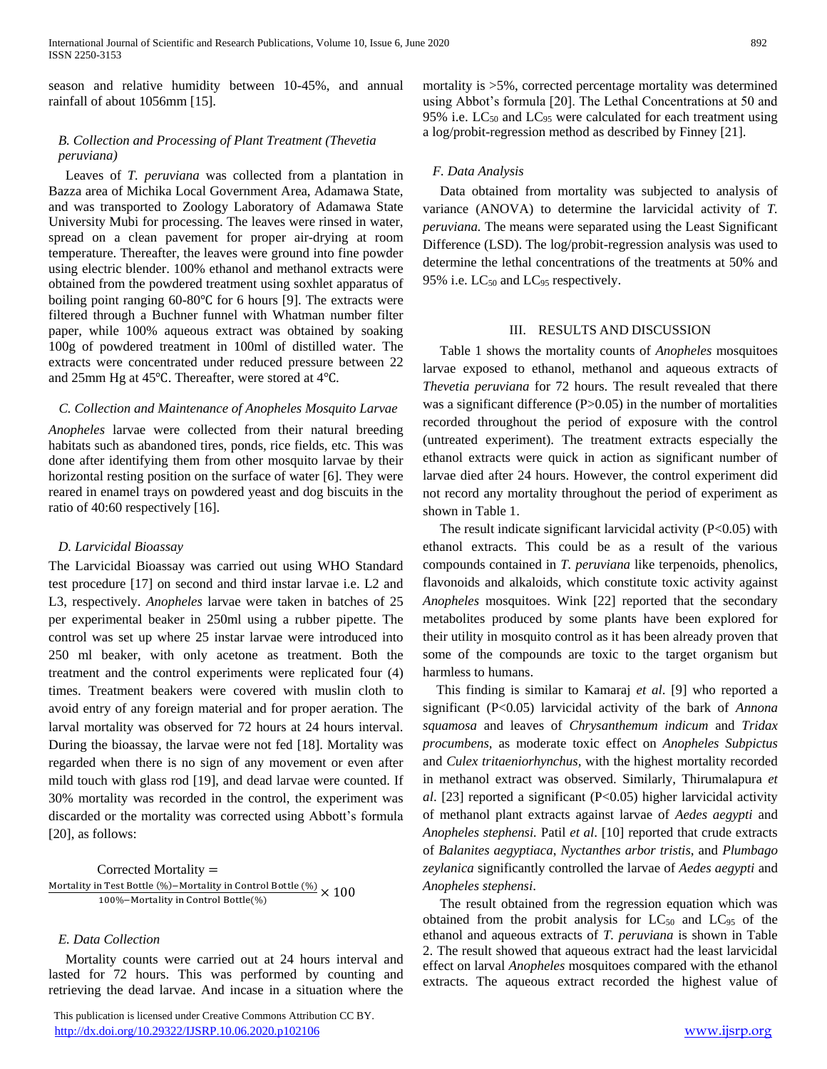season and relative humidity between 10-45%, and annual rainfall of about 1056mm [15].

### B. Collection and Processing of Plant Treatment (*Thevetia peruviana*)

Leaves of *T. peruviana* was collected from a plantation in Bazza area of Michika Local Government Area, Adamawa State, and was transported to Zoology Laboratory of Adamawa State University Mubi for processing. The leaves were rinsed in water, spread on a clean pavement for proper air-drying at room temperature. Thereafter, the leaves were ground into fine powder using electric blender. 100% ethanol and methanol extracts were obtained from the powdered treatment using soxhlet apparatus of boiling point ranging 60-80℃ for 6 hours [9]. The extracts were filtered through a Buchner funnel with Whatman number filter paper, while 100% aqueous extract was obtained by soaking 100g of powdered treatment in 100ml of distilled water. The extracts were concentrated under reduced pressure between 22 and 25mm Hg at 45℃. Thereafter, were stored at 4℃.

### C. Collection and Maintenance of Anopheles Mosquito Larvae

*Anopheles* larvae were collected from their natural breeding habitats such as abandoned tires, ponds, rice fields, etc. This was done after identifying them from other mosquito larvae by their horizontal resting position on the surface of water [6]. They were reared in enamel trays on powdered yeast and dog biscuits in the ratio of 40:60 respectively [16].

### D. Larvicidal Bioassay

The Larvicidal Bioassay was carried out using WHO Standard test procedure [17] on second and third instar larvae i.e. L2 and L3, respectively. *Anopheles* larvae were taken in batches of 25 per experimental beaker in 250ml using a rubber pipette. The control was set up where 25 instar larvae were introduced into 250 ml beaker, with only acetone as treatment. Both the treatment and the control experiments were replicated four (4) times. Treatment beakers were covered with muslin cloth to avoid entry of any foreign material and for proper aeration. The larval mortality was observed for 72 hours at 24 hours interval. During the bioassay, the larvae were not fed [18]. Mortality was regarded when there is no sign of any movement or even after mild touch with glass rod [19], and dead larvae were counted. If 30% mortality was recorded in the control, the experiment was discarded or the mortality was corrected using Abbott's formula [20], as follows:

$$\text{Corrected Mortality} = \frac{\text{Mortality in Test Bottle (\%)} - \text{Mortality in Control Bottle (\%)}}{100\% - \text{Mortality in Control Bottle(\%)}} \times 100$$

### E. Data Collection

Mortality counts were carried out at 24 hours interval and lasted for 72 hours. This was performed by counting and retrieving the dead larvae. And incase in a situation where the mortality is >5%, corrected percentage mortality was determined using Abbot's formula [20]. The Lethal Concentrations at 50 and 95% i.e. $LC_{50}$ and $LC_{95}$ were calculated for each treatment using a log/probit-regression method as described by Finney [21].

### F. Data Analysis

Data obtained from mortality was subjected to analysis of variance (ANOVA) to determine the larvicidal activity of *T. peruviana.* The means were separated using the Least Significant Difference (LSD). The log/probit-regression analysis was used to determine the lethal concentrations of the treatments at 50% and 95% i.e. $LC_{50}$ and $LC_{95}$ respectively.

## III. Results and Discussion

Table 1 shows the mortality counts of *Anopheles* mosquitoes larvae exposed to ethanol, methanol and aqueous extracts of *Thevetia peruviana* for 72 hours. The result revealed that there was a significant difference ($P>0.05$) in the number of mortalities recorded throughout the period of exposure with the control (untreated experiment). The treatment extracts especially the ethanol extracts were quick in action as significant number of larvae died after 24 hours. However, the control experiment did not record any mortality throughout the period of experiment as shown in Table 1.

The result indicate significant larvicidal activity ($P<0.05$) with ethanol extracts. This could be as a result of the various compounds contained in *T. peruviana* like terpenoids, phenolics, flavonoids and alkaloids, which constitute toxic activity against *Anopheles* mosquitoes. Wink [22] reported that the secondary metabolites produced by some plants have been explored for their utility in mosquito control as it has been already proven that some of the compounds are toxic to the target organism but harmless to humans.

This finding is similar to Kamaraj *et al*. [9] who reported a significant ($P<0.05$) larvicidal activity of the bark of *Annona squamosa* and leaves of *Chrysanthemum indicum* and *Tridax procumbens*, as moderate toxic effect on *Anopheles Subpictus* and *Culex tritaeniorhynchus*, with the highest mortality recorded in methanol extract was observed. Similarly, Thirumalapura *et al*. [23] reported a significant ($P<0.05$) higher larvicidal activity of methanol plant extracts against larvae of *Aedes aegypti* and *Anopheles stephensi.* Patil *et al*. [10] reported that crude extracts of *Balanites aegyptiaca*, *Nyctanthes arbor tristis*, and *Plumbago zeylanica* significantly controlled the larvae of *Aedes aegypti* and *Anopheles stephensi*.

The result obtained from the regression equation which was obtained from the probit analysis for $LC_{50}$ and $LC_{95}$ of the ethanol and aqueous extracts of *T. peruviana* is shown in Table 2. The result showed that aqueous extract had the least larvicidal effect on larval *Anopheles* mosquitoes compared with the ethanol extracts. The aqueous extract recorded the highest value of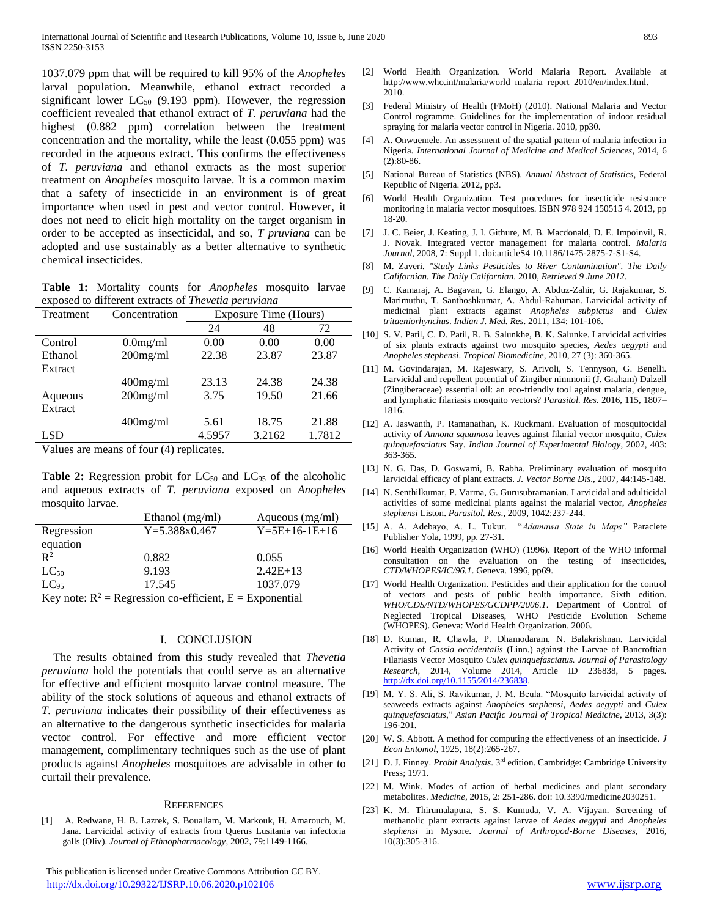1037.079 ppm that will be required to kill 95% of the *Anopheles* larval population. Meanwhile, ethanol extract recorded a significant lower $LC_{50}$ (9.193 ppm). However, the regression coefficient revealed that ethanol extract of *T. peruviana* had the highest (0.882 ppm) correlation between the treatment concentration and the mortality, while the least (0.055 ppm) was recorded in the aqueous extract. This confirms the effectiveness of *T. peruviana* and ethanol extracts as the most superior treatment on *Anopheles* mosquito larvae. It is a common maxim that a safety of insecticide in an environment is of great importance when used in pest and vector control. However, it does not need to elicit high mortality on the target organism in order to be accepted as insecticidal, and so, *T pruviana* can be adopted and use sustainably as a better alternative to synthetic chemical insecticides.

**Table 1:** Mortality counts for *Anopheles* mosquito larvae exposed to different extracts of *Thevetia peruviana*

| Treatment | Concentration | Exposure Time (Hours) | | |
|---|---|---|---|---|
| | | 24 | 48 | 72 |
| Control | 0.0mg/ml | 0.00 | 0.00 | 0.00 |
| Ethanol Extract | 200mg/ml | 22.38 | 23.87 | 23.87 |
| | 400mg/ml | 23.13 | 24.38 | 24.38 |
| Aqueous Extract | 200mg/ml | 3.75 | 19.50 | 21.66 |
| | 400mg/ml | 5.61 | 18.75 | 21.88 |
| LSD | | 4.5957 | 3.2162 | 1.7812 |

Values are means of four (4) replicates.

**Table 2:** Regression probit for $LC_{50}$ and $LC_{95}$ of the alcoholic and aqueous extracts of *T. peruviana* exposed on *Anopheles* mosquito larvae.

| | Ethanol (mg/ml) | Aqueous (mg/ml) |
|---|---|---|
| Regression equation | Y=5.388x0.467 | Y=5E+16-1E+16 |
| $R^2$ | 0.882 | 0.055 |
| $LC_{50}$ | 9.193 | 2.42E+13 |
| $LC_{95}$ | 17.545 | 1037.079 |

Key note: $R^2$ = Regression co-efficient, E = Exponential

## I. CONCLUSION

The results obtained from this study revealed that *Thevetia peruviana* hold the potentials that could serve as an alternative for effective and efficient mosquito larvae control measure. The ability of the stock solutions of aqueous and ethanol extracts of *T. peruviana* indicates their possibility of their effectiveness as an alternative to the dangerous synthetic insecticides for malaria vector control. For effective and more efficient vector management, complimentary techniques such as the use of plant products against *Anopheles* mosquitoes are advisable in other to curtail their prevalence.

## REFERENCES

[1] A. Redwane, H. B. Lazrek, S. Bouallam, M. Markouk, H. Amarouch, M. Jana. Larvicidal activity of extracts from Querus Lusitania var infectoria galls (Oliv). *Journal of Ethnopharmacology*, 2002, 79:1149-1166.

[2] World Health Organization. World Malaria Report. Available at http://www.who.int/malaria/world_malaria_report_2010/en/index.html. 2010.

[3] Federal Ministry of Health (FMoH) (2010). National Malaria and Vector Control rogramme. Guidelines for the implementation of indoor residual spraying for malaria vector control in Nigeria. 2010, pp30.

[4] A. Onwuemele. An assessment of the spatial pattern of malaria infection in Nigeria. *International Journal of Medicine and Medical Sciences*, 2014, 6 (2):80-86.

[5] National Bureau of Statistics (NBS). *Annual Abstract of Statistics*, Federal Republic of Nigeria. 2012, pp3.

[6] World Health Organization. Test procedures for insecticide resistance monitoring in malaria vector mosquitoes. ISBN 978 924 150515 4. 2013, pp 18-20.

[7] J. C. Beier, J. Keating, J. I. Githure, M. B. Macdonald, D. E. Impoinvil, R. J. Novak. Integrated vector management for malaria control. *Malaria Journal*, 2008, **7**: Suppl 1. doi:articleS4 10.1186/1475-2875-7-S1-S4.

[8] M. Zaveri. *"Study Links Pesticides to River Contamination". The Daily Californian. The Daily Californian.* 2010, *Retrieved 9 June 2012.*

[9] C. Kamaraj, A. Bagavan, G. Elango, A. Abduz-Zahir, G. Rajakumar, S. Marimuthu, T. Santhoshkumar, A. Abdul-Rahuman. Larvicidal activity of medicinal plant extracts against *Anopheles subpictus* and *Culex tritaeniorhynchus*. *Indian J. Med. Res*. 2011, 134: 101-106.

[10] S. V. Patil, C. D. Patil, R. B. Salunkhe, B. K. Salunke. Larvicidal activities of six plants extracts against two mosquito species, *Aedes aegypti* and *Anopheles stephensi*. *Tropical Biomedicine*, 2010, 27 (3): 360-365.

[11] M. Govindarajan, M. Rajeswary, S. Arivoli, S. Tennyson, G. Benelli. Larvicidal and repellent potential of Zingiber nimmonii (J. Graham) Dalzell (Zingiberaceae) essential oil: an eco-friendly tool against malaria, dengue, and lymphatic filariasis mosquito vectors? *Parasitol. Res*. 2016, 115, 1807–1816.

[12] A. Jaswanth, P. Ramanathan, K. Ruckmani. Evaluation of mosquitocidal activity of *Annona squamosa* leaves against filarial vector mosquito, *Culex quinquefasciatus* Say. *Indian Journal of Experimental Biology*, 2002, 403: 363-365.

[13] N. G. Das, D. Goswami, B. Rabha. Preliminary evaluation of mosquito larvicidal efficacy of plant extracts. *J. Vector Borne Dis*., 2007, 44:145-148.

[14] N. Senthilkumar, P. Varma, G. Gurusubramanian. Larvicidal and adulticidal activities of some medicinal plants against the malarial vector, *Anopheles stephensi* Liston. *Parasitol. Res*., 2009, 1042:237-244.

[15] A. A. Adebayo, A. L. Tukur. "*Adamawa State in Maps"* Paraclete Publisher Yola, 1999, pp. 27-31.

[16] World Health Organization (WHO) (1996). Report of the WHO informal consultation on the evaluation on the testing of insecticides, *CTD/WHOPES/IC/96.1*. Geneva. 1996, pp69.

[17] World Health Organization. Pesticides and their application for the control of vectors and pests of public health importance. Sixth edition. *WHO/CDS/NTD/WHOPES/GCDPP/2006.1*. Department of Control of Neglected Tropical Diseases, WHO Pesticide Evolution Scheme (WHOPES). Geneva: World Health Organization. 2006.

[18] D. Kumar, R. Chawla, P. Dhamodaram, N. Balakrishnan. Larvicidal Activity of *Cassia occidentalis* (Linn.) against the Larvae of Bancroftian Filariasis Vector Mosquito *Culex quinquefasciatus. Journal of Parasitology Research*, 2014, Volume 2014, Article ID 236838, 5 pages. http://dx.doi.org/10.1155/2014/236838.

[19] M. Y. S. Ali, S. Ravikumar, J. M. Beula. "Mosquito larvicidal activity of seaweeds extracts against *Anopheles stephensi, Aedes aegypti* and *Culex quinquefasciatus*," *Asian Pacific Journal of Tropical Medicine*, 2013, 3(3): 196-201.

[20] W. S. Abbott. A method for computing the effectiveness of an insecticide. *J Econ Entomol*, 1925, 18(2):265-267.

[21] D. J. Finney. *Probit Analysis*. 3rd edition. Cambridge: Cambridge University Press; 1971.

[22] M. Wink. Modes of action of herbal medicines and plant secondary metabolites. *Medicine*, 2015, 2: 251-286. doi: 10.3390/medicine2030251.

[23] K. M. Thirumalapura, S. S. Kumuda, V. A. Vijayan. Screening of methanolic plant extracts against larvae of *Aedes aegypti* and *Anopheles stephensi* in Mysore. *Journal of Arthropod-Borne Diseases*, 2016, 10(3):305-316.